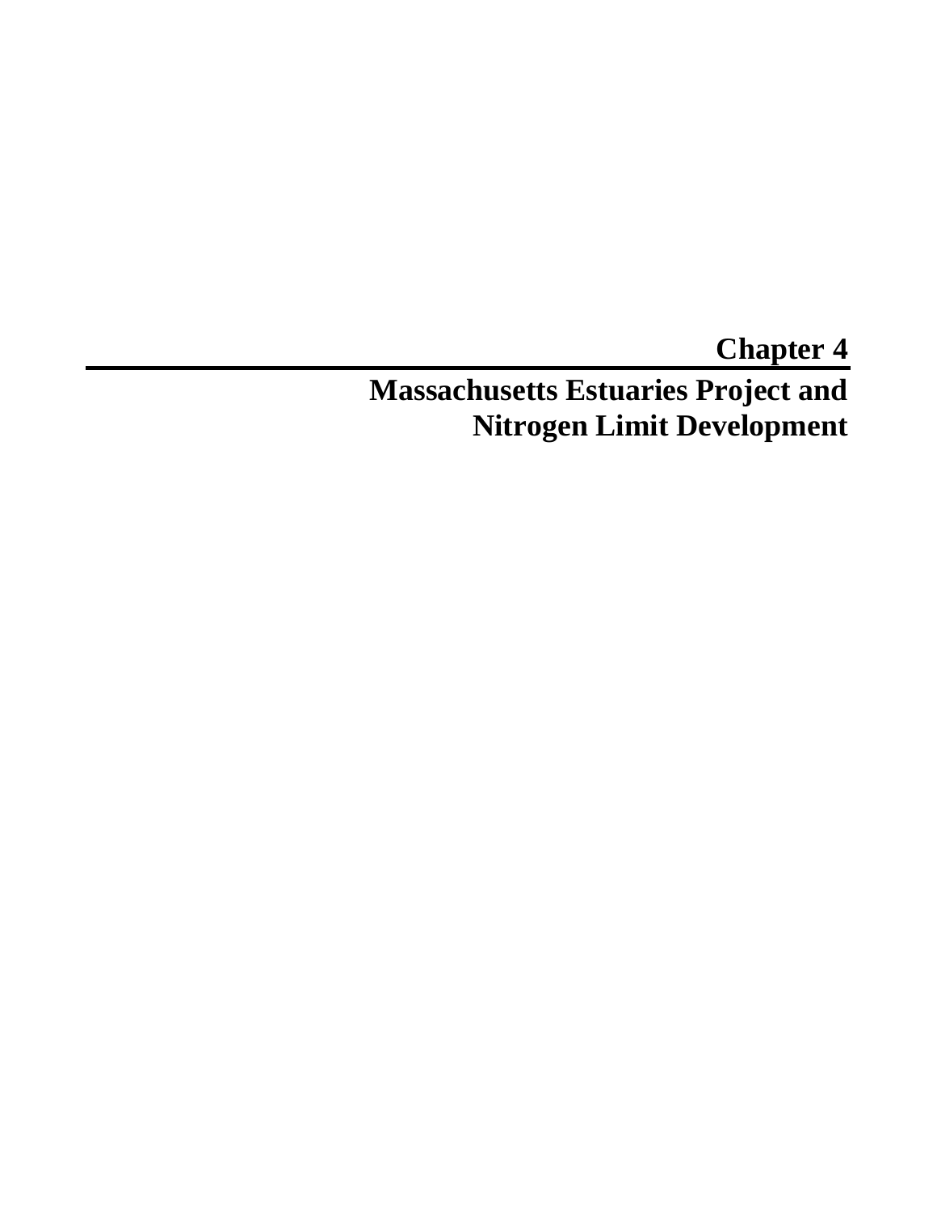# Chapter 4

## Massachusetts Estuaries Project and Nitrogen Limit Development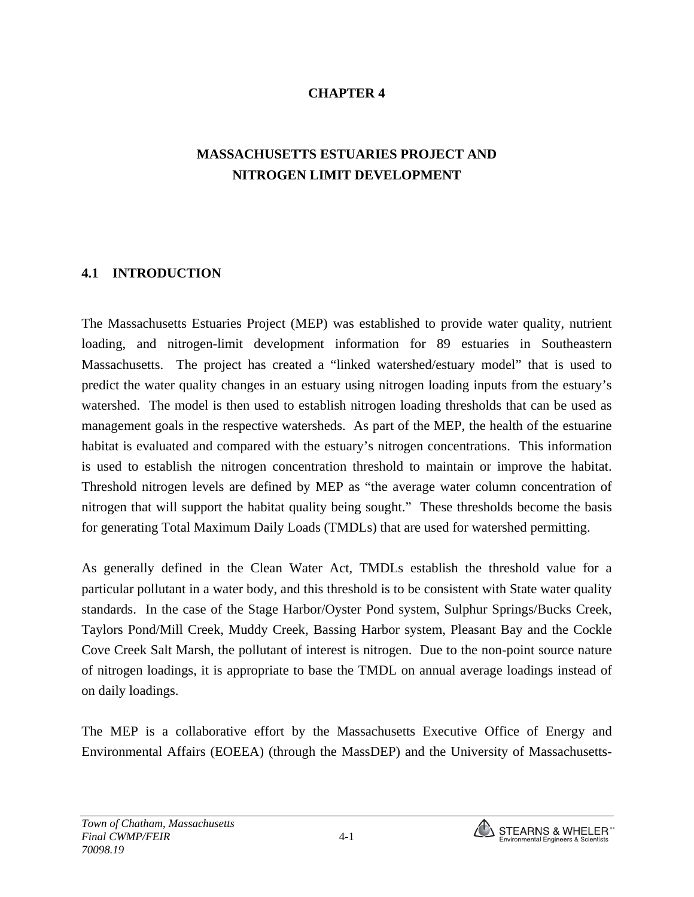# CHAPTER 4

# MASSACHUSETTS ESTUARIES PROJECT AND NITROGEN LIMIT DEVELOPMENT

## 4.1 INTRODUCTION

The Massachusetts Estuaries Project (MEP) was established to provide water quality, nutrient loading, and nitrogen-limit development information for 89 estuaries in Southeastern Massachusetts. The project has created a "linked watershed/estuary model" that is used to predict the water quality changes in an estuary using nitrogen loading inputs from the estuary's watershed. The model is then used to establish nitrogen loading thresholds that can be used as management goals in the respective watersheds. As part of the MEP, the health of the estuarine habitat is evaluated and compared with the estuary's nitrogen concentrations. This information is used to establish the nitrogen concentration threshold to maintain or improve the habitat. Threshold nitrogen levels are defined by MEP as "the average water column concentration of nitrogen that will support the habitat quality being sought." These thresholds become the basis for generating Total Maximum Daily Loads (TMDLs) that are used for watershed permitting.

As generally defined in the Clean Water Act, TMDLs establish the threshold value for a particular pollutant in a water body, and this threshold is to be consistent with State water quality standards. In the case of the Stage Harbor/Oyster Pond system, Sulphur Springs/Bucks Creek, Taylors Pond/Mill Creek, Muddy Creek, Bassing Harbor system, Pleasant Bay and the Cockle Cove Creek Salt Marsh, the pollutant of interest is nitrogen. Due to the non-point source nature of nitrogen loadings, it is appropriate to base the TMDL on annual average loadings instead of on daily loadings.

The MEP is a collaborative effort by the Massachusetts Executive Office of Energy and Environmental Affairs (EOEEA) (through the MassDEP) and the University of Massachusetts-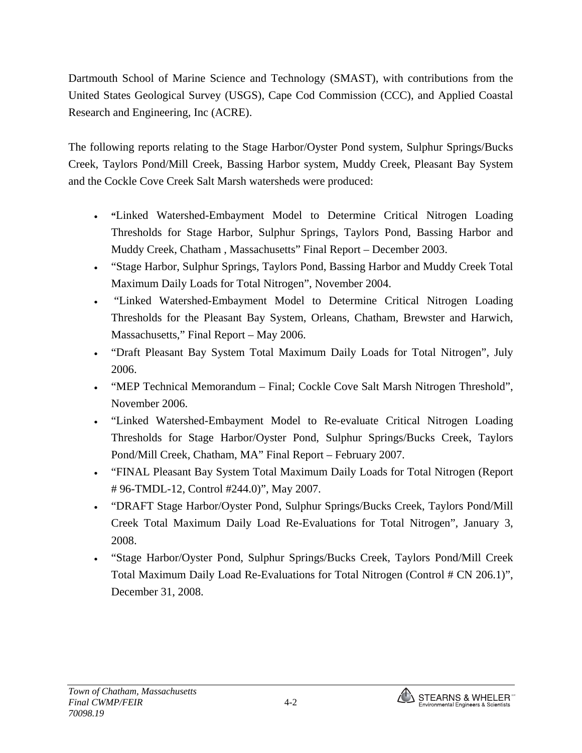Dartmouth School of Marine Science and Technology (SMAST), with contributions from the United States Geological Survey (USGS), Cape Cod Commission (CCC), and Applied Coastal Research and Engineering, Inc (ACRE).

The following reports relating to the Stage Harbor/Oyster Pond system, Sulphur Springs/Bucks Creek, Taylors Pond/Mill Creek, Bassing Harbor system, Muddy Creek, Pleasant Bay System and the Cockle Cove Creek Salt Marsh watersheds were produced:

- "Linked Watershed-Embayment Model to Determine Critical Nitrogen Loading Thresholds for Stage Harbor, Sulphur Springs, Taylors Pond, Bassing Harbor and Muddy Creek, Chatham , Massachusetts" Final Report – December 2003.
- "Stage Harbor, Sulphur Springs, Taylors Pond, Bassing Harbor and Muddy Creek Total Maximum Daily Loads for Total Nitrogen", November 2004.
- "Linked Watershed-Embayment Model to Determine Critical Nitrogen Loading Thresholds for the Pleasant Bay System, Orleans, Chatham, Brewster and Harwich, Massachusetts," Final Report – May 2006.
- "Draft Pleasant Bay System Total Maximum Daily Loads for Total Nitrogen", July 2006.
- "MEP Technical Memorandum – Final; Cockle Cove Salt Marsh Nitrogen Threshold", November 2006.
- "Linked Watershed-Embayment Model to Re-evaluate Critical Nitrogen Loading Thresholds for Stage Harbor/Oyster Pond, Sulphur Springs/Bucks Creek, Taylors Pond/Mill Creek, Chatham, MA" Final Report – February 2007.
- "FINAL Pleasant Bay System Total Maximum Daily Loads for Total Nitrogen (Report # 96-TMDL-12, Control #244.0)", May 2007.
- "DRAFT Stage Harbor/Oyster Pond, Sulphur Springs/Bucks Creek, Taylors Pond/Mill Creek Total Maximum Daily Load Re-Evaluations for Total Nitrogen", January 3, 2008.
- "Stage Harbor/Oyster Pond, Sulphur Springs/Bucks Creek, Taylors Pond/Mill Creek Total Maximum Daily Load Re-Evaluations for Total Nitrogen (Control # CN 206.1)", December 31, 2008.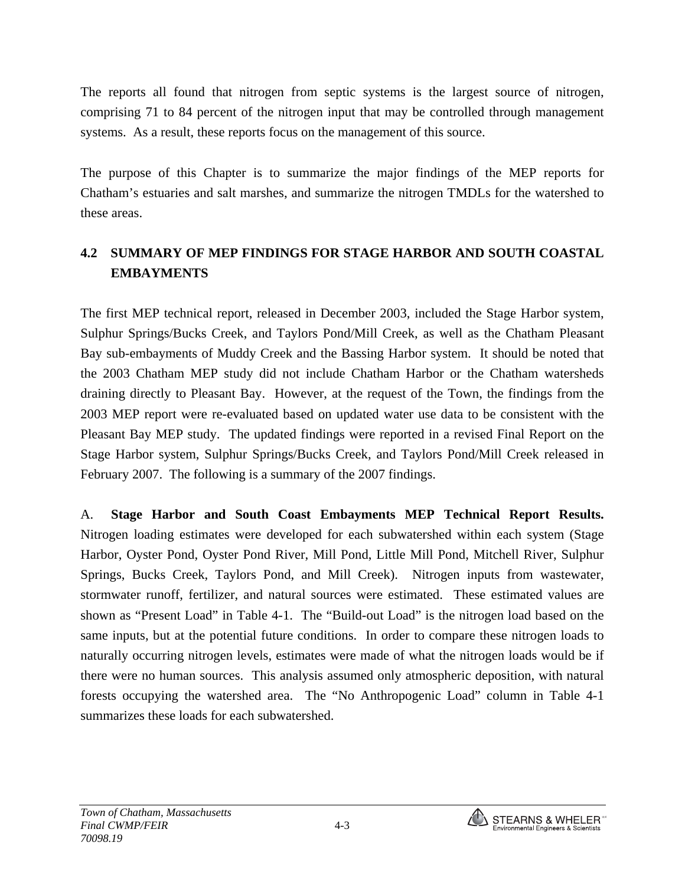The reports all found that nitrogen from septic systems is the largest source of nitrogen, comprising 71 to 84 percent of the nitrogen input that may be controlled through management systems. As a result, these reports focus on the management of this source.

The purpose of this Chapter is to summarize the major findings of the MEP reports for Chatham's estuaries and salt marshes, and summarize the nitrogen TMDLs for the watershed to these areas.

## 4.2 SUMMARY OF MEP FINDINGS FOR STAGE HARBOR AND SOUTH COASTAL EMBAYMENTS

The first MEP technical report, released in December 2003, included the Stage Harbor system, Sulphur Springs/Bucks Creek, and Taylors Pond/Mill Creek, as well as the Chatham Pleasant Bay sub-embayments of Muddy Creek and the Bassing Harbor system. It should be noted that the 2003 Chatham MEP study did not include Chatham Harbor or the Chatham watersheds draining directly to Pleasant Bay. However, at the request of the Town, the findings from the 2003 MEP report were re-evaluated based on updated water use data to be consistent with the Pleasant Bay MEP study. The updated findings were reported in a revised Final Report on the Stage Harbor system, Sulphur Springs/Bucks Creek, and Taylors Pond/Mill Creek released in February 2007. The following is a summary of the 2007 findings.

A. **Stage Harbor and South Coast Embayments MEP Technical Report Results.** Nitrogen loading estimates were developed for each subwatershed within each system (Stage Harbor, Oyster Pond, Oyster Pond River, Mill Pond, Little Mill Pond, Mitchell River, Sulphur Springs, Bucks Creek, Taylors Pond, and Mill Creek). Nitrogen inputs from wastewater, stormwater runoff, fertilizer, and natural sources were estimated. These estimated values are shown as "Present Load" in Table 4-1. The "Build-out Load" is the nitrogen load based on the same inputs, but at the potential future conditions. In order to compare these nitrogen loads to naturally occurring nitrogen levels, estimates were made of what the nitrogen loads would be if there were no human sources. This analysis assumed only atmospheric deposition, with natural forests occupying the watershed area. The "No Anthropogenic Load" column in Table 4-1 summarizes these loads for each subwatershed.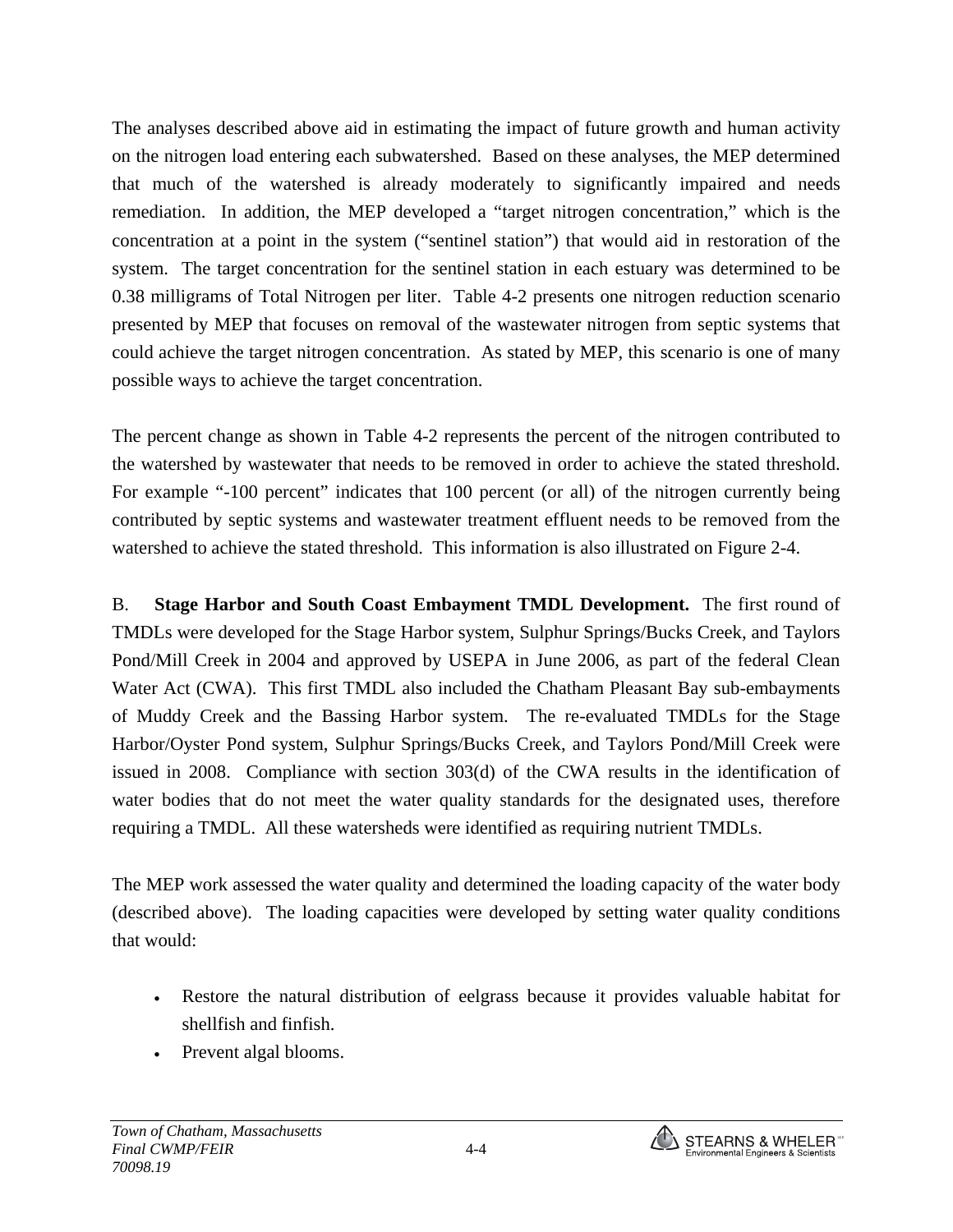The analyses described above aid in estimating the impact of future growth and human activity on the nitrogen load entering each subwatershed. Based on these analyses, the MEP determined that much of the watershed is already moderately to significantly impaired and needs remediation. In addition, the MEP developed a "target nitrogen concentration," which is the concentration at a point in the system ("sentinel station") that would aid in restoration of the system. The target concentration for the sentinel station in each estuary was determined to be 0.38 milligrams of Total Nitrogen per liter. Table 4-2 presents one nitrogen reduction scenario presented by MEP that focuses on removal of the wastewater nitrogen from septic systems that could achieve the target nitrogen concentration. As stated by MEP, this scenario is one of many possible ways to achieve the target concentration.

The percent change as shown in Table 4-2 represents the percent of the nitrogen contributed to the watershed by wastewater that needs to be removed in order to achieve the stated threshold. For example "-100 percent" indicates that 100 percent (or all) of the nitrogen currently being contributed by septic systems and wastewater treatment effluent needs to be removed from the watershed to achieve the stated threshold. This information is also illustrated on Figure 2-4.

B. **Stage Harbor and South Coast Embayment TMDL Development.** The first round of TMDLs were developed for the Stage Harbor system, Sulphur Springs/Bucks Creek, and Taylors Pond/Mill Creek in 2004 and approved by USEPA in June 2006, as part of the federal Clean Water Act (CWA). This first TMDL also included the Chatham Pleasant Bay sub-embayments of Muddy Creek and the Bassing Harbor system. The re-evaluated TMDLs for the Stage Harbor/Oyster Pond system, Sulphur Springs/Bucks Creek, and Taylors Pond/Mill Creek were issued in 2008. Compliance with section 303(d) of the CWA results in the identification of water bodies that do not meet the water quality standards for the designated uses, therefore requiring a TMDL. All these watersheds were identified as requiring nutrient TMDLs.

The MEP work assessed the water quality and determined the loading capacity of the water body (described above). The loading capacities were developed by setting water quality conditions that would:

- Restore the natural distribution of eelgrass because it provides valuable habitat for shellfish and finfish.
- Prevent algal blooms.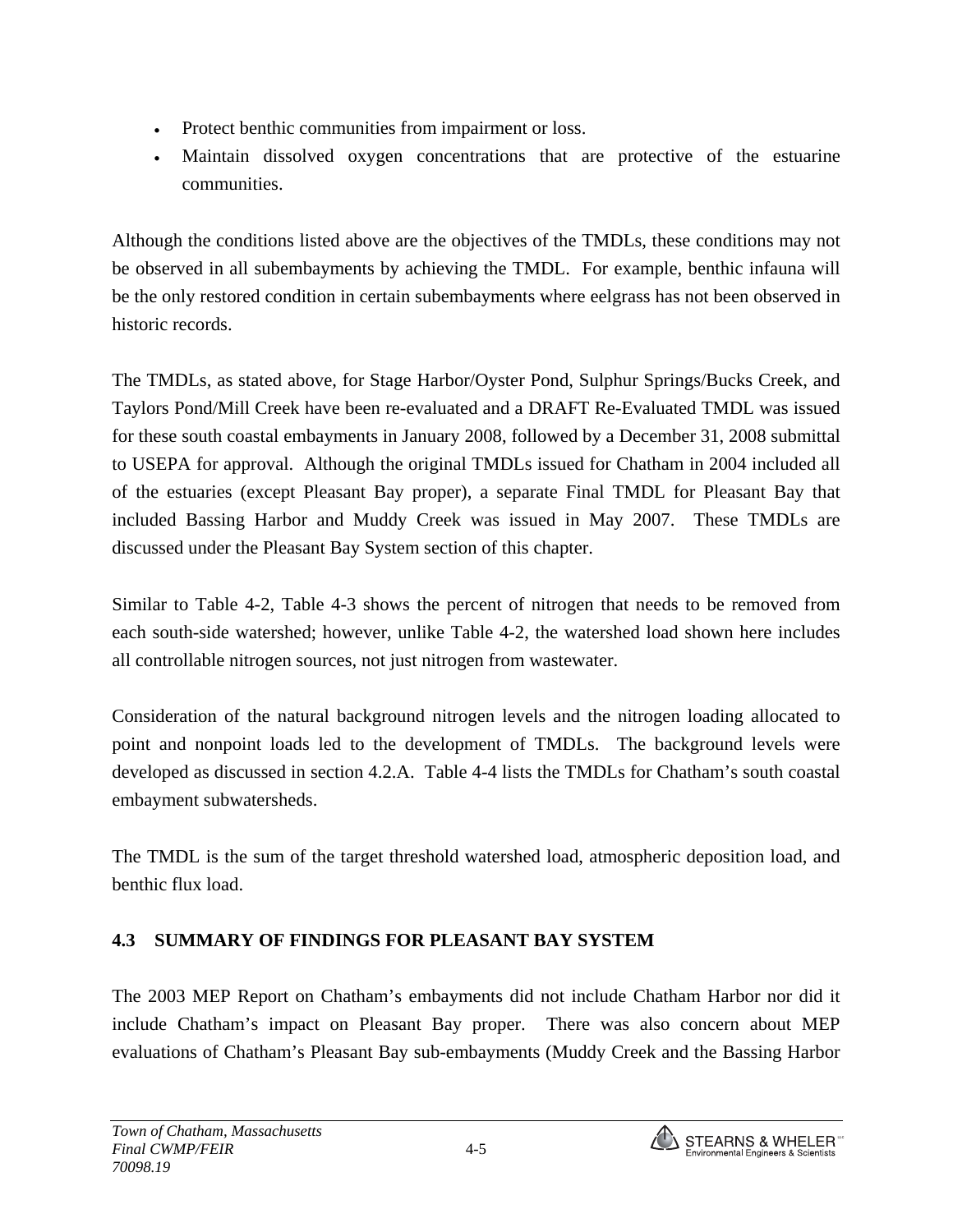- Protect benthic communities from impairment or loss.
- Maintain dissolved oxygen concentrations that are protective of the estuarine communities.

Although the conditions listed above are the objectives of the TMDLs, these conditions may not be observed in all subembayments by achieving the TMDL. For example, benthic infauna will be the only restored condition in certain subembayments where eelgrass has not been observed in historic records.

The TMDLs, as stated above, for Stage Harbor/Oyster Pond, Sulphur Springs/Bucks Creek, and Taylors Pond/Mill Creek have been re-evaluated and a DRAFT Re-Evaluated TMDL was issued for these south coastal embayments in January 2008, followed by a December 31, 2008 submittal to USEPA for approval. Although the original TMDLs issued for Chatham in 2004 included all of the estuaries (except Pleasant Bay proper), a separate Final TMDL for Pleasant Bay that included Bassing Harbor and Muddy Creek was issued in May 2007. These TMDLs are discussed under the Pleasant Bay System section of this chapter.

Similar to Table 4-2, Table 4-3 shows the percent of nitrogen that needs to be removed from each south-side watershed; however, unlike Table 4-2, the watershed load shown here includes all controllable nitrogen sources, not just nitrogen from wastewater.

Consideration of the natural background nitrogen levels and the nitrogen loading allocated to point and nonpoint loads led to the development of TMDLs. The background levels were developed as discussed in section 4.2.A. Table 4-4 lists the TMDLs for Chatham's south coastal embayment subwatersheds.

The TMDL is the sum of the target threshold watershed load, atmospheric deposition load, and benthic flux load.

## 4.3 SUMMARY OF FINDINGS FOR PLEASANT BAY SYSTEM

The 2003 MEP Report on Chatham's embayments did not include Chatham Harbor nor did it include Chatham's impact on Pleasant Bay proper. There was also concern about MEP evaluations of Chatham's Pleasant Bay sub-embayments (Muddy Creek and the Bassing Harbor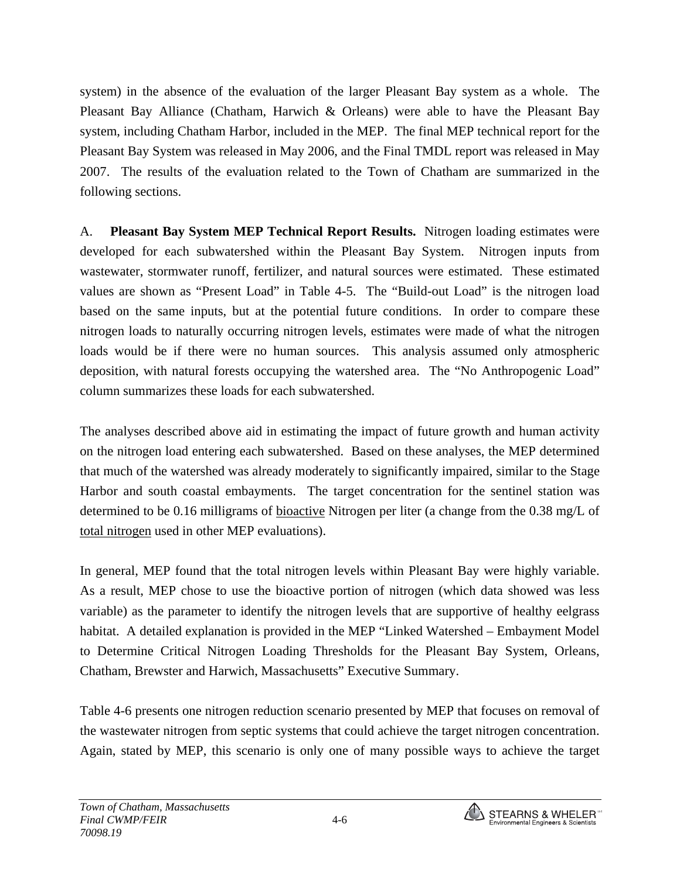system) in the absence of the evaluation of the larger Pleasant Bay system as a whole. The Pleasant Bay Alliance (Chatham, Harwich & Orleans) were able to have the Pleasant Bay system, including Chatham Harbor, included in the MEP. The final MEP technical report for the Pleasant Bay System was released in May 2006, and the Final TMDL report was released in May 2007. The results of the evaluation related to the Town of Chatham are summarized in the following sections.

A. **Pleasant Bay System MEP Technical Report Results.** Nitrogen loading estimates were developed for each subwatershed within the Pleasant Bay System. Nitrogen inputs from wastewater, stormwater runoff, fertilizer, and natural sources were estimated. These estimated values are shown as "Present Load" in Table 4-5. The "Build-out Load" is the nitrogen load based on the same inputs, but at the potential future conditions. In order to compare these nitrogen loads to naturally occurring nitrogen levels, estimates were made of what the nitrogen loads would be if there were no human sources. This analysis assumed only atmospheric deposition, with natural forests occupying the watershed area. The "No Anthropogenic Load" column summarizes these loads for each subwatershed.

The analyses described above aid in estimating the impact of future growth and human activity on the nitrogen load entering each subwatershed. Based on these analyses, the MEP determined that much of the watershed was already moderately to significantly impaired, similar to the Stage Harbor and south coastal embayments. The target concentration for the sentinel station was determined to be 0.16 milligrams of bioactive Nitrogen per liter (a change from the 0.38 mg/L of total nitrogen used in other MEP evaluations).

In general, MEP found that the total nitrogen levels within Pleasant Bay were highly variable. As a result, MEP chose to use the bioactive portion of nitrogen (which data showed was less variable) as the parameter to identify the nitrogen levels that are supportive of healthy eelgrass habitat. A detailed explanation is provided in the MEP "Linked Watershed – Embayment Model to Determine Critical Nitrogen Loading Thresholds for the Pleasant Bay System, Orleans, Chatham, Brewster and Harwich, Massachusetts" Executive Summary.

Table 4-6 presents one nitrogen reduction scenario presented by MEP that focuses on removal of the wastewater nitrogen from septic systems that could achieve the target nitrogen concentration. Again, stated by MEP, this scenario is only one of many possible ways to achieve the target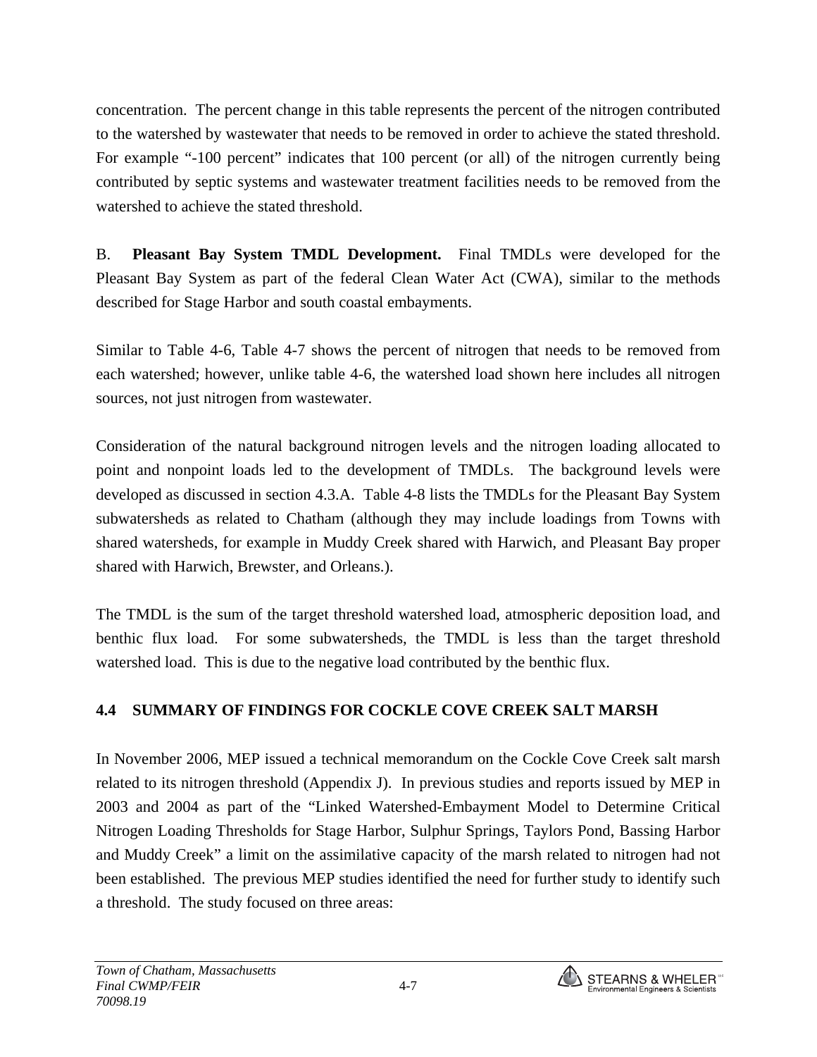concentration. The percent change in this table represents the percent of the nitrogen contributed to the watershed by wastewater that needs to be removed in order to achieve the stated threshold. For example "-100 percent" indicates that 100 percent (or all) of the nitrogen currently being contributed by septic systems and wastewater treatment facilities needs to be removed from the watershed to achieve the stated threshold.

B. **Pleasant Bay System TMDL Development.** Final TMDLs were developed for the Pleasant Bay System as part of the federal Clean Water Act (CWA), similar to the methods described for Stage Harbor and south coastal embayments.

Similar to Table 4-6, Table 4-7 shows the percent of nitrogen that needs to be removed from each watershed; however, unlike table 4-6, the watershed load shown here includes all nitrogen sources, not just nitrogen from wastewater.

Consideration of the natural background nitrogen levels and the nitrogen loading allocated to point and nonpoint loads led to the development of TMDLs. The background levels were developed as discussed in section 4.3.A. Table 4-8 lists the TMDLs for the Pleasant Bay System subwatersheds as related to Chatham (although they may include loadings from Towns with shared watersheds, for example in Muddy Creek shared with Harwich, and Pleasant Bay proper shared with Harwich, Brewster, and Orleans.).

The TMDL is the sum of the target threshold watershed load, atmospheric deposition load, and benthic flux load. For some subwatersheds, the TMDL is less than the target threshold watershed load. This is due to the negative load contributed by the benthic flux.

## 4.4 SUMMARY OF FINDINGS FOR COCKLE COVE CREEK SALT MARSH

In November 2006, MEP issued a technical memorandum on the Cockle Cove Creek salt marsh related to its nitrogen threshold (Appendix J). In previous studies and reports issued by MEP in 2003 and 2004 as part of the "Linked Watershed-Embayment Model to Determine Critical Nitrogen Loading Thresholds for Stage Harbor, Sulphur Springs, Taylors Pond, Bassing Harbor and Muddy Creek" a limit on the assimilative capacity of the marsh related to nitrogen had not been established. The previous MEP studies identified the need for further study to identify such a threshold. The study focused on three areas: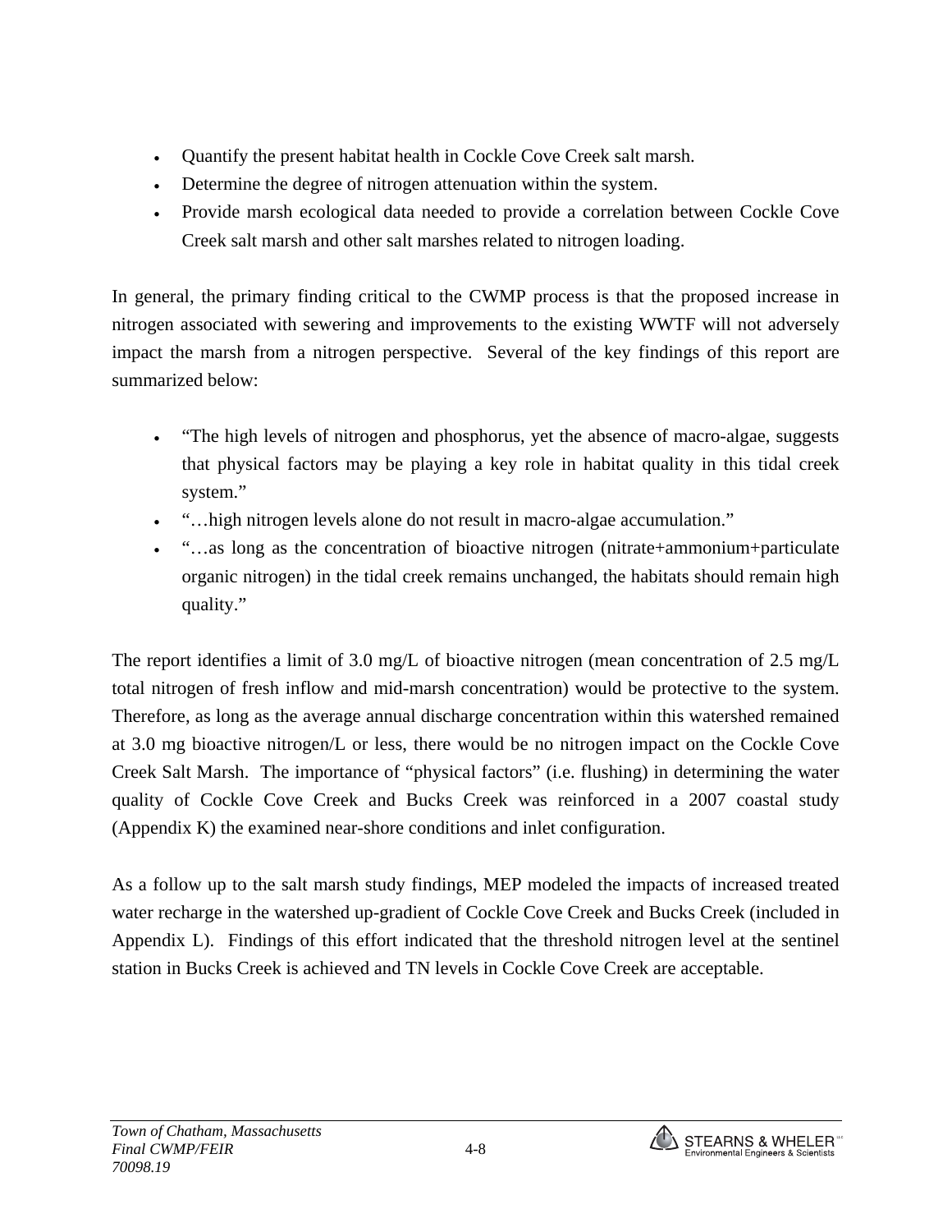- Quantify the present habitat health in Cockle Cove Creek salt marsh.
- Determine the degree of nitrogen attenuation within the system.
- Provide marsh ecological data needed to provide a correlation between Cockle Cove Creek salt marsh and other salt marshes related to nitrogen loading.

In general, the primary finding critical to the CWMP process is that the proposed increase in nitrogen associated with sewering and improvements to the existing WWTF will not adversely impact the marsh from a nitrogen perspective. Several of the key findings of this report are summarized below:

- "The high levels of nitrogen and phosphorus, yet the absence of macro-algae, suggests that physical factors may be playing a key role in habitat quality in this tidal creek system."
- "…high nitrogen levels alone do not result in macro-algae accumulation."
- "…as long as the concentration of bioactive nitrogen (nitrate+ammonium+particulate organic nitrogen) in the tidal creek remains unchanged, the habitats should remain high quality."

The report identifies a limit of 3.0 mg/L of bioactive nitrogen (mean concentration of 2.5 mg/L total nitrogen of fresh inflow and mid-marsh concentration) would be protective to the system. Therefore, as long as the average annual discharge concentration within this watershed remained at 3.0 mg bioactive nitrogen/L or less, there would be no nitrogen impact on the Cockle Cove Creek Salt Marsh. The importance of "physical factors" (i.e. flushing) in determining the water quality of Cockle Cove Creek and Bucks Creek was reinforced in a 2007 coastal study (Appendix K) the examined near-shore conditions and inlet configuration.

As a follow up to the salt marsh study findings, MEP modeled the impacts of increased treated water recharge in the watershed up-gradient of Cockle Cove Creek and Bucks Creek (included in Appendix L). Findings of this effort indicated that the threshold nitrogen level at the sentinel station in Bucks Creek is achieved and TN levels in Cockle Cove Creek are acceptable.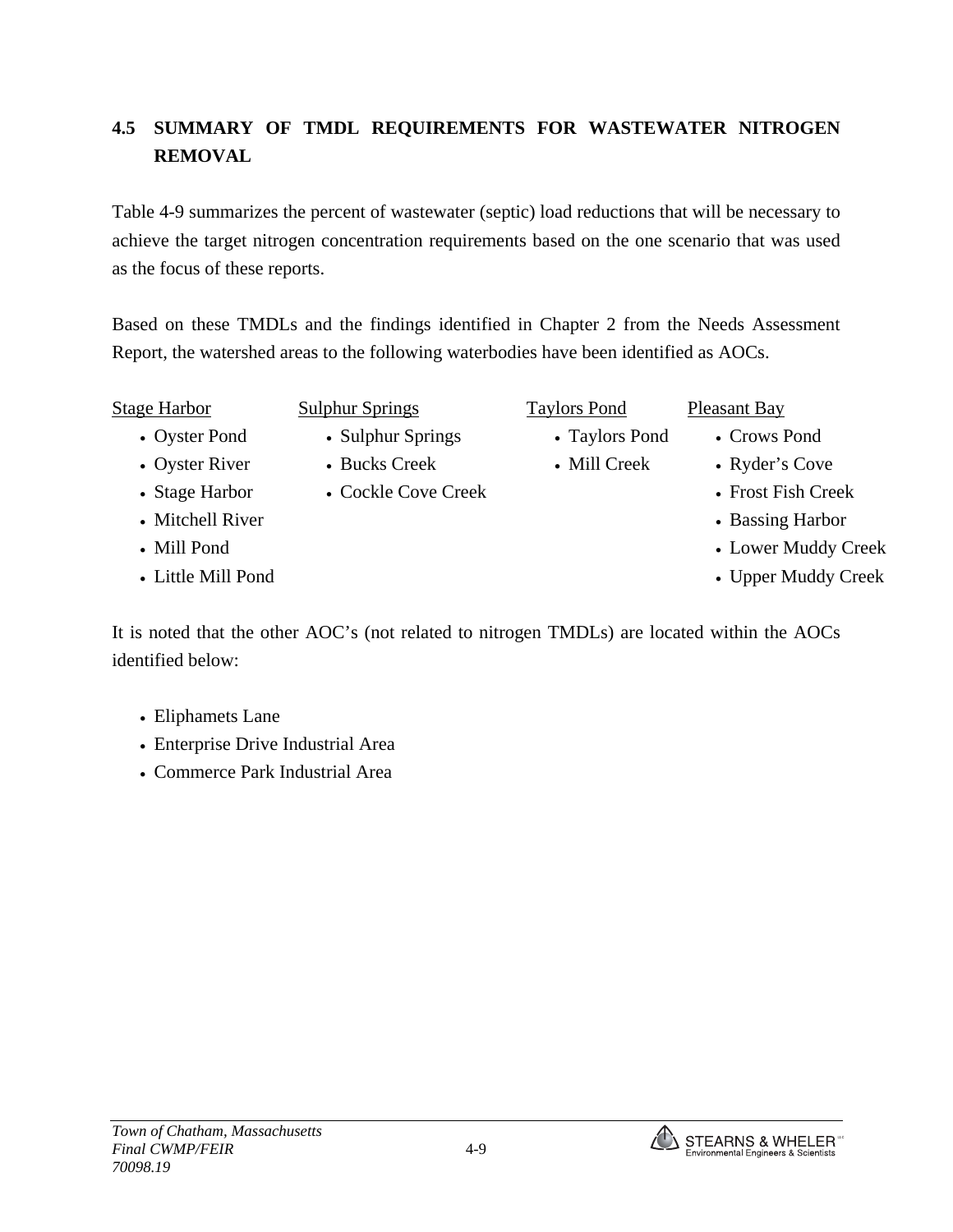## 4.5 SUMMARY OF TMDL REQUIREMENTS FOR WASTEWATER NITROGEN REMOVAL

Table 4-9 summarizes the percent of wastewater (septic) load reductions that will be necessary to achieve the target nitrogen concentration requirements based on the one scenario that was used as the focus of these reports.

Based on these TMDLs and the findings identified in Chapter 2 from the Needs Assessment Report, the watershed areas to the following waterbodies have been identified as AOCs.

Stage Harbor

- Oyster Pond
- Oyster River
- Stage Harbor
- Mitchell River
- Mill Pond
- Little Mill Pond

Sulphur Springs

- Sulphur Springs
- Bucks Creek
- Cockle Cove Creek

Taylors Pond

- Taylors Pond
- Mill Creek

Pleasant Bay

- Crows Pond
- Ryder's Cove
- Frost Fish Creek
- Bassing Harbor
- Lower Muddy Creek
- Upper Muddy Creek

It is noted that the other AOC's (not related to nitrogen TMDLs) are located within the AOCs identified below:

- Eliphamets Lane
- Enterprise Drive Industrial Area
- Commerce Park Industrial Area